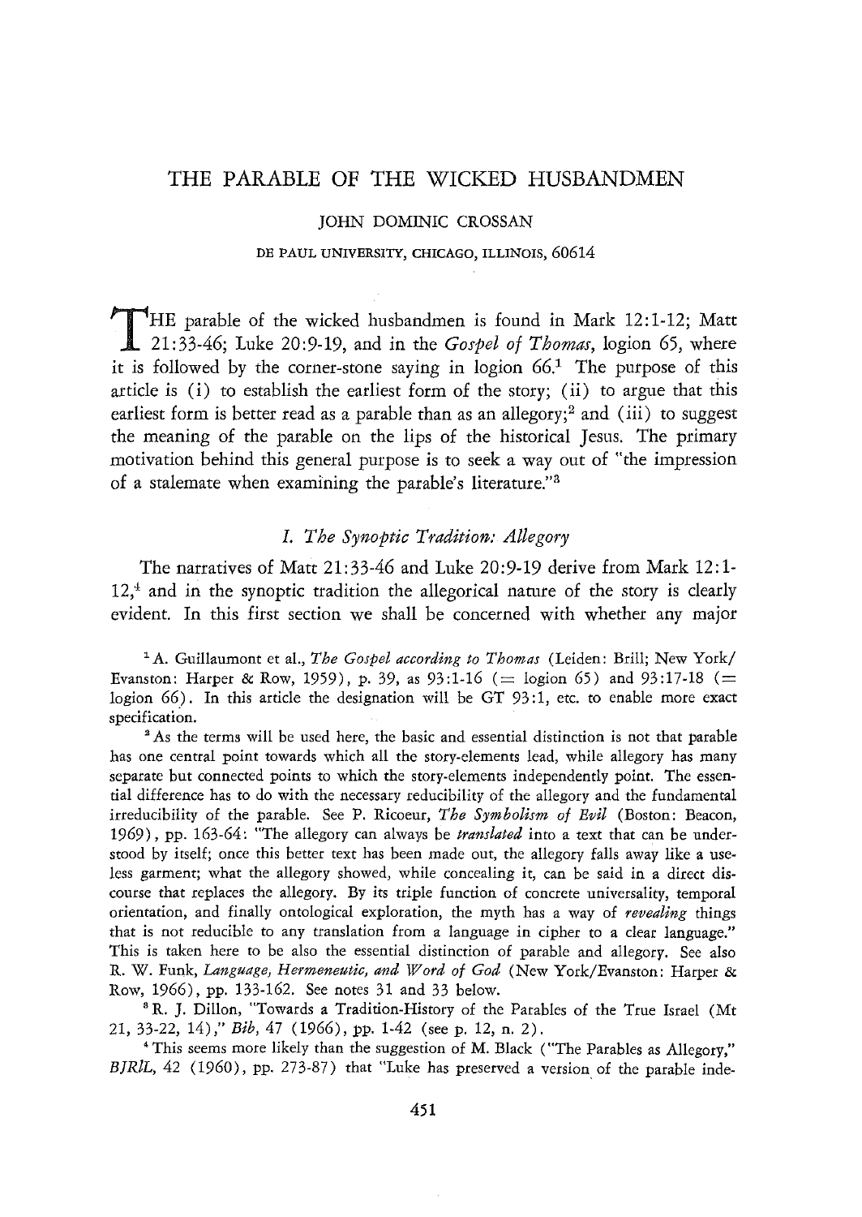# THE PARABLE OF THE WICKED HUSBANDMEN

JOHN DOMINIC CROSSAN

DE PAUL UNIVERSITY, CHICAGO, ILLINOIS, 60614

THE parable of the wicked husbandmen is found in Mark 12:1-12; Matt 21:33-46; Luke 20:9-19, and in the *Gospel of Thomas*, logion 65, where it is followed by the corner-stone saying in logion 66.[1] The purpose of this article is (i) to establish the earliest form of the story; (ii) to argue that this earliest form is better read as a parable than as an allegory;[2] and (iii) to suggest the meaning of the parable on the lips of the historical Jesus. The primary motivation behind this general purpose is to seek a way out of "the impression of a stalemate when examining the parable's literature."[3]

## *I. The Synoptic Tradition: Allegory*

The narratives of Matt 21:33-46 and Luke 20:9-19 derive from Mark 12:1-12,[4] and in the synoptic tradition the allegorical nature of the story is clearly evident. In this first section we shall be concerned with whether any major

[1] A. Guillaumont et al., *The Gospel according to Thomas* (Leiden: Brill; New York/Evanston: Harper & Row, 1959), p. 39, as 93:1-16 (= logion 65) and 93:17-18 (= logion 66). In this article the designation will be GT 93:1, etc. to enable more exact specification.

[2] As the terms will be used here, the basic and essential distinction is not that parable has one central point towards which all the story-elements lead, while allegory has many separate but connected points to which the story-elements independently point. The essential difference has to do with the necessary reducibility of the allegory and the fundamental irreducibility of the parable. See P. Ricoeur, *The Symbolism of Evil* (Boston: Beacon, 1969), pp. 163-64: "The allegory can always be *translated* into a text that can be understood by itself; once this better text has been made out, the allegory falls away like a useless garment; what the allegory showed, while concealing it, can be said in a direct discourse that replaces the allegory. By its triple function of concrete universality, temporal orientation, and finally ontological exploration, the myth has a way of *revealing* things that is not reducible to any translation from a language in cipher to a clear language." This is taken here to be also the essential distinction of parable and allegory. See also R. W. Funk, *Language, Hermeneutic, and Word of God* (New York/Evanston: Harper & Row, 1966), pp. 133-162. See notes 31 and 33 below.

[3] R. J. Dillon, "Towards a Tradition-History of the Parables of the True Israel (Mt 21, 33-22, 14)," *Bib*, 47 (1966), pp. 1-42 (see p. 12, n. 2).

[4] This seems more likely than the suggestion of M. Black ("The Parables as Allegory," *BJRL*, 42 (1960), pp. 273-87) that "Luke has preserved a version of the parable inde-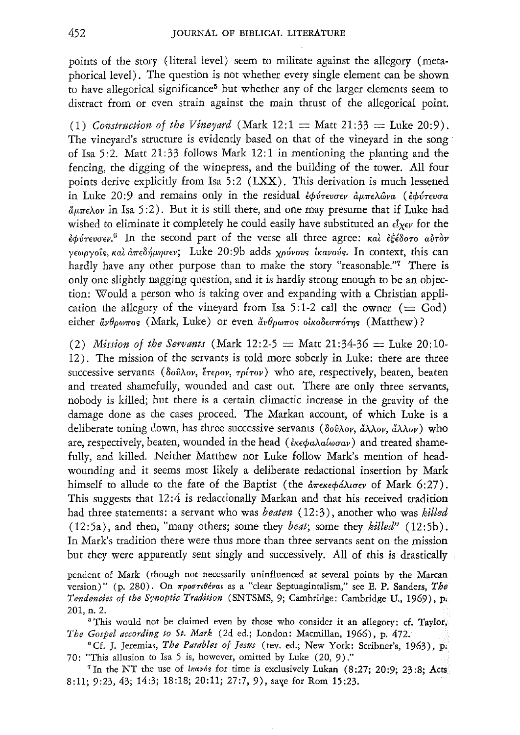points of the story (literal level) seem to militate against the allegory (metaphorical level). The question is not whether every single element can be shown to have allegorical significance[5] but whether any of the larger elements seem to distract from or even strain against the main thrust of the allegorical point.

(1) *Construction of the Vineyard* (Mark 12:1 = Matt 21:33 = Luke 20:9). The vineyard's structure is evidently based on that of the vineyard in the song of Isa 5:2. Matt 21:33 follows Mark 12:1 in mentioning the planting and the fencing, the digging of the winepress, and the building of the tower. All four points derive explicitly from Isa 5:2 (LXX). This derivation is much lessened in Luke 20:9 and remains only in the residual ἐφύτευσεν ἀμπελῶνα (ἐφύτευσα ἄμπελον in Isa 5:2). But it is still there, and one may presume that if Luke had wished to eliminate it completely he could easily have substituted an εἶχεν for the ἐφύτευσεν.[6] In the second part of the verse all three agree: καὶ ἐξέδοτο αὐτὸν γεωργοῖς, καὶ ἀπεδήμησεν; Luke 20:9b adds χρόνους ἱκανούς. In context, this can hardly have any other purpose than to make the story "reasonable."[7] There is only one slightly nagging question, and it is hardly strong enough to be an objection: Would a person who is taking over and expanding with a Christian application the allegory of the vineyard from Isa 5:1-2 call the owner (= God) either ἄνθρωπος (Mark, Luke) or even ἄνθρωπος οἰκοδεσπότης (Matthew)?

(2) *Mission of the Servants* (Mark 12:2-5 = Matt 21:34-36 = Luke 20:10-12). The mission of the servants is told more soberly in Luke: there are three successive servants (δοῦλον, ἕτερον, τρίτον) who are, respectively, beaten, beaten and treated shamefully, wounded and cast out. There are only three servants, nobody is killed; but there is a certain climactic increase in the gravity of the damage done as the cases proceed. The Markan account, of which Luke is a deliberate toning down, has three successive servants (δοῦλον, ἄλλον, ἄλλον) who are, respectively, beaten, wounded in the head (ἐκεφαλαίωσαν) and treated shamefully, and killed. Neither Matthew nor Luke follow Mark's mention of head-wounding and it seems most likely a deliberate redactional insertion by Mark himself to allude to the fate of the Baptist (the ἀπεκεφάλισεν of Mark 6:27). This suggests that 12:4 is redactionally Markan and that his received tradition had three statements: a servant who was *beaten* (12:3), another who was *killed* (12:5a), and then, "many others; some they *beat*; some they *killed*" (12:5b). In Mark's tradition there were thus more than three servants sent on the mission but they were apparently sent singly and successively. All of this is drastically

pendent of Mark (though not necessarily uninfluenced at several points by the Marcan version)" (p. 280). On προστιθέναι as a "clear Septuagintalism," see E. P. Sanders, *The Tendencies of the Synoptic Tradition* (SNTSMS, 9; Cambridge: Cambridge U., 1969), p. 201, n. 2.

[5] This would not be claimed even by those who consider it an allegory: cf. Taylor, *The Gospel according to St. Mark* (2d ed.; London: Macmillan, 1966), p. 472.

[6] Cf. J. Jeremias, *The Parables of Jesus* (rev. ed.; New York: Scribner's, 1963), p. 70: "This allusion to Isa 5 is, however, omitted by Luke (20, 9)."

[7] In the NT the use of ἱκανός for time is exclusively Lukan (8:27; 20:9; 23:8; Acts 8:11; 9:23, 43; 14:3; 18:18; 20:11; 27:7, 9), save for Rom 15:23.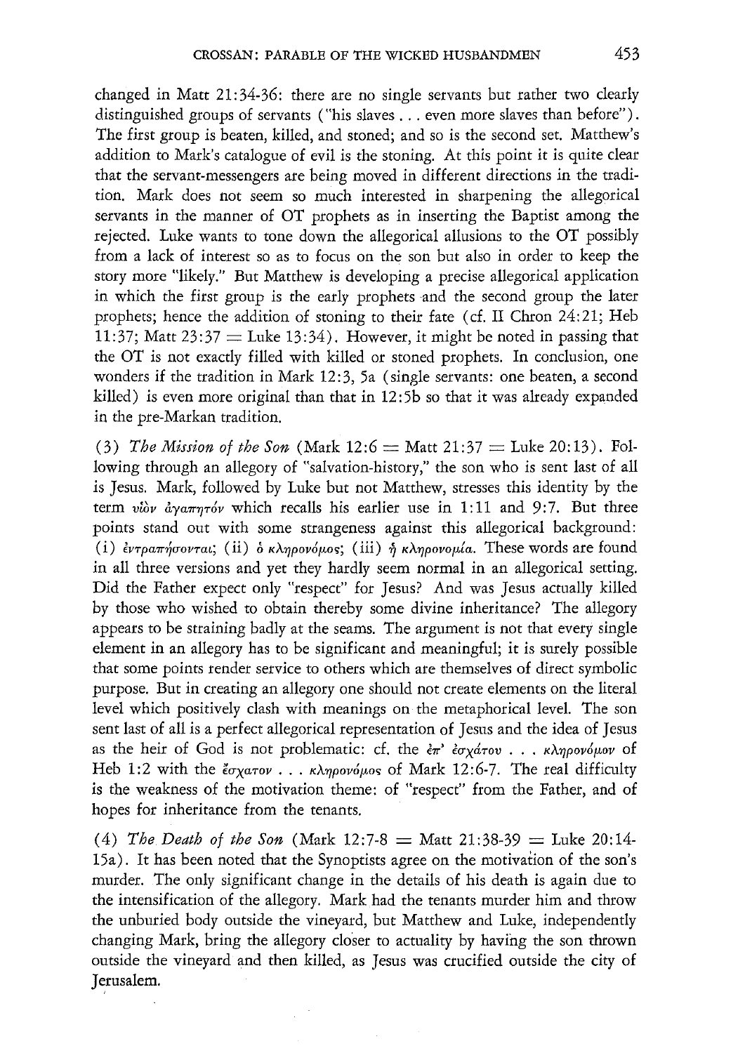changed in Matt 21:34-36: there are no single servants but rather two clearly distinguished groups of servants ("his slaves . . . even more slaves than before"). The first group is beaten, killed, and stoned; and so is the second set. Matthew's addition to Mark's catalogue of evil is the stoning. At this point it is quite clear that the servant-messengers are being moved in different directions in the tradition. Mark does not seem so much interested in sharpening the allegorical servants in the manner of OT prophets as in inserting the Baptist among the rejected. Luke wants to tone down the allegorical allusions to the OT possibly from a lack of interest so as to focus on the son but also in order to keep the story more "likely." But Matthew is developing a precise allegorical application in which the first group is the early prophets and the second group the later prophets; hence the addition of stoning to their fate (cf. II Chron 24:21; Heb 11:37; Matt 23:37 = Luke 13:34). However, it might be noted in passing that the OT is not exactly filled with killed or stoned prophets. In conclusion, one wonders if the tradition in Mark 12:3, 5a (single servants: one beaten, a second killed) is even more original than that in 12:5b so that it was already expanded in the pre-Markan tradition.

(3) *The Mission of the Son* (Mark 12:6 = Matt 21:37 = Luke 20:13). Following through an allegory of "salvation-history," the son who is sent last of all is Jesus. Mark, followed by Luke but not Matthew, stresses this identity by the term υἱὸν ἀγαπητόν which recalls his earlier use in 1:11 and 9:7. But three points stand out with some strangeness against this allegorical background: (i) ἐντραπήσονται; (ii) ὁ κληρονόμος; (iii) ἡ κληρονομία. These words are found in all three versions and yet they hardly seem normal in an allegorical setting. Did the Father expect only "respect" for Jesus? And was Jesus actually killed by those who wished to obtain thereby some divine inheritance? The allegory appears to be straining badly at the seams. The argument is not that every single element in an allegory has to be significant and meaningful; it is surely possible that some points render service to others which are themselves of direct symbolic purpose. But in creating an allegory one should not create elements on the literal level which positively clash with meanings on the metaphorical level. The son sent last of all is a perfect allegorical representation of Jesus and the idea of Jesus as the heir of God is not problematic: cf. the ἐπ' ἐσχάτου . . . κληρονόμον of Heb 1:2 with the ἔσχατον . . . κληρονόμος of Mark 12:6-7. The real difficulty is the weakness of the motivation theme: of "respect" from the Father, and of hopes for inheritance from the tenants.

(4) *The Death of the Son* (Mark 12:7-8 = Matt 21:38-39 = Luke 20:14-15a). It has been noted that the Synoptists agree on the motivation of the son's murder. The only significant change in the details of his death is again due to the intensification of the allegory. Mark had the tenants murder him and throw the unburied body outside the vineyard, but Matthew and Luke, independently changing Mark, bring the allegory closer to actuality by having the son thrown outside the vineyard and then killed, as Jesus was crucified outside the city of Jerusalem.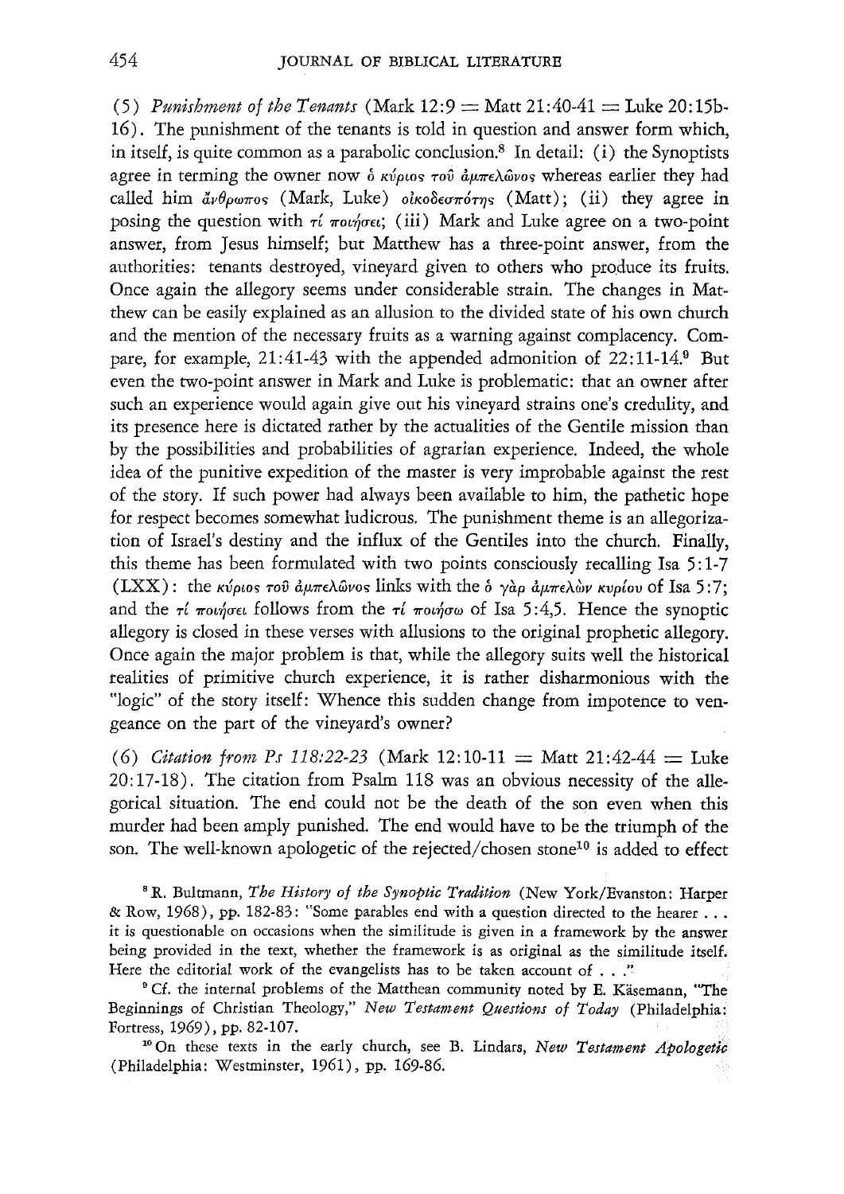(5) *Punishment of the Tenants* (Mark 12:9 = Matt 21:40-41 = Luke 20:15b-16). The punishment of the tenants is told in question and answer form which, in itself, is quite common as a parabolic conclusion.[8] In detail: (i) the Synoptists agree in terming the owner now ὁ κύριος τοῦ ἀμπελῶνος whereas earlier they had called him ἄνθρωπος (Mark, Luke) οἰκοδεσπότης (Matt); (ii) they agree in posing the question with τί ποιήσει; (iii) Mark and Luke agree on a two-point answer, from Jesus himself; but Matthew has a three-point answer, from the authorities: tenants destroyed, vineyard given to others who produce its fruits. Once again the allegory seems under considerable strain. The changes in Matthew can be easily explained as an allusion to the divided state of his own church and the mention of the necessary fruits as a warning against complacency. Compare, for example, 21:41-43 with the appended admonition of 22:11-14.[9] But even the two-point answer in Mark and Luke is problematic: that an owner after such an experience would again give out his vineyard strains one's credulity, and its presence here is dictated rather by the actualities of the Gentile mission than by the possibilities and probabilities of agrarian experience. Indeed, the whole idea of the punitive expedition of the master is very improbable against the rest of the story. If such power had always been available to him, the pathetic hope for respect becomes somewhat ludicrous. The punishment theme is an allegorization of Israel's destiny and the influx of the Gentiles into the church. Finally, this theme has been formulated with two points consciously recalling Isa 5:1-7 (LXX): the κύριος τοῦ ἀμπελῶνος links with the ὁ γὰρ ἀμπελὼν κυρίου of Isa 5:7; and the τί ποιήσει follows from the τί ποιήσω of Isa 5:4,5. Hence the synoptic allegory is closed in these verses with allusions to the original prophetic allegory. Once again the major problem is that, while the allegory suits well the historical realities of primitive church experience, it is rather disharmonious with the "logic" of the story itself: Whence this sudden change from impotence to vengeance on the part of the vineyard's owner?

(6) *Citation from Ps 118:22-23* (Mark 12:10-11 = Matt 21:42-44 = Luke 20:17-18). The citation from Psalm 118 was an obvious necessity of the allegorical situation. The end could not be the death of the son even when this murder had been amply punished. The end would have to be the triumph of the son. The well-known apologetic of the rejected/chosen stone[10] is added to effect

---

[8] R. Bultmann, *The History of the Synoptic Tradition* (New York/Evanston: Harper & Row, 1968), pp. 182-83: "Some parables end with a question directed to the hearer . . . it is questionable on occasions when the similitude is given in a framework by the answer being provided in the text, whether the framework is as original as the similitude itself. Here the editorial work of the evangelists has to be taken account of . . ."

[9] Cf. the internal problems of the Matthean community noted by E. Käsemann, "The Beginnings of Christian Theology," *New Testament Questions of Today* (Philadelphia: Fortress, 1969), pp. 82-107.

[10] On these texts in the early church, see B. Lindars, *New Testament Apologetic* (Philadelphia: Westminster, 1961), pp. 169-86.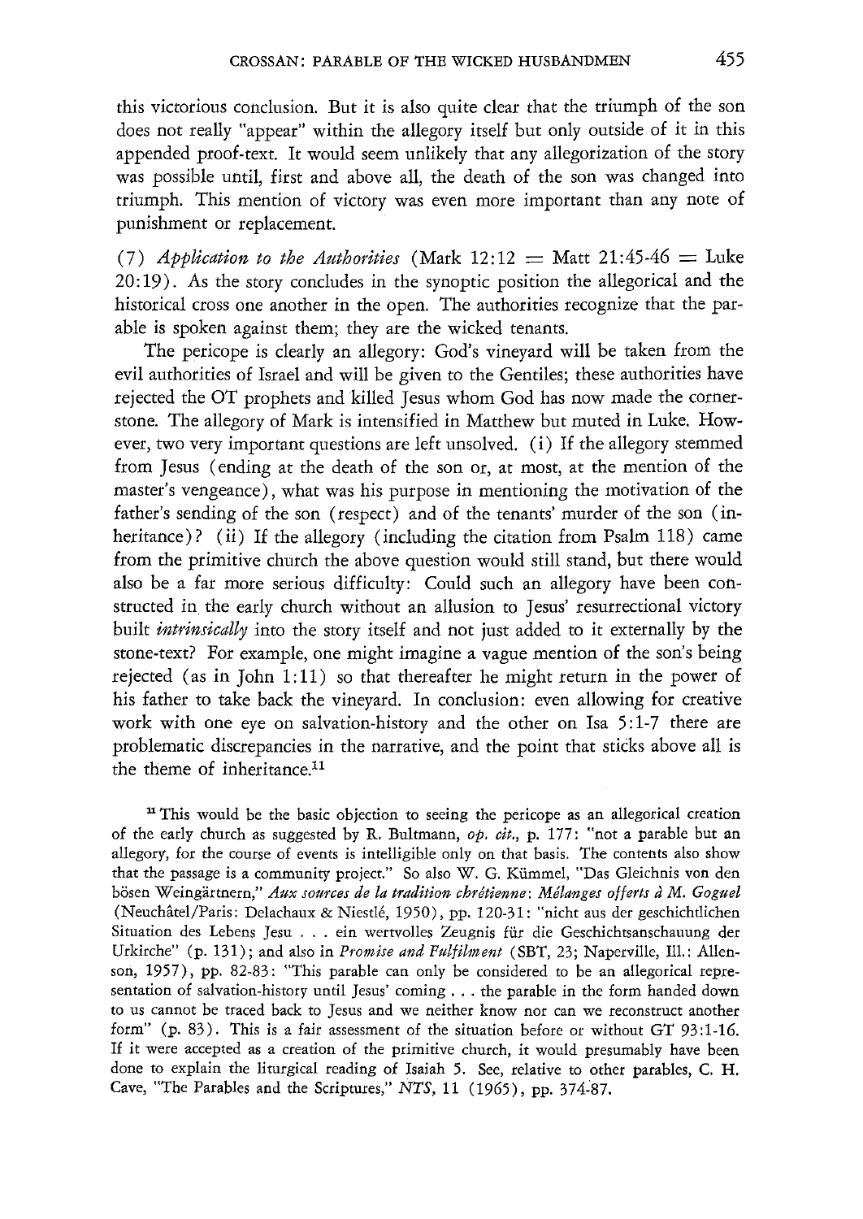this victorious conclusion. But it is also quite clear that the triumph of the son does not really "appear" within the allegory itself but only outside of it in this appended proof-text. It would seem unlikely that any allegorization of the story was possible until, first and above all, the death of the son was changed into triumph. This mention of victory was even more important than any note of punishment or replacement.

(7) *Application to the Authorities* (Mark 12:12 = Matt 21:45-46 = Luke 20:19). As the story concludes in the synoptic position the allegorical and the historical cross one another in the open. The authorities recognize that the parable is spoken against them; they are the wicked tenants.

The pericope is clearly an allegory: God's vineyard will be taken from the evil authorities of Israel and will be given to the Gentiles; these authorities have rejected the OT prophets and killed Jesus whom God has now made the cornerstone. The allegory of Mark is intensified in Matthew but muted in Luke. However, two very important questions are left unsolved. (i) If the allegory stemmed from Jesus (ending at the death of the son or, at most, at the mention of the master's vengeance), what was his purpose in mentioning the motivation of the father's sending of the son (respect) and of the tenants' murder of the son (inheritance)? (ii) If the allegory (including the citation from Psalm 118) came from the primitive church the above question would still stand, but there would also be a far more serious difficulty: Could such an allegory have been constructed in the early church without an allusion to Jesus' resurrectional victory built *intrinsically* into the story itself and not just added to it externally by the stone-text? For example, one might imagine a vague mention of the son's being rejected (as in John 1:11) so that thereafter he might return in the power of his father to take back the vineyard. In conclusion: even allowing for creative work with one eye on salvation-history and the other on Isa 5:1-7 there are problematic discrepancies in the narrative, and the point that sticks above all is the theme of inheritance.[11]

[11] This would be the basic objection to seeing the pericope as an allegorical creation of the early church as suggested by R. Bultmann, *op. cit.*, p. 177: "not a parable but an allegory, for the course of events is intelligible only on that basis. The contents also show that the passage is a community project." So also W. G. Kümmel, "Das Gleichnis von den bösen Weingärtnern," *Aux sources de la tradition chrétienne: Mélanges offerts à M. Goguel* (Neuchâtel/Paris: Delachaux & Niestlé, 1950), pp. 120-31: "nicht aus der geschichtlichen Situation des Lebens Jesu . . . ein wertvolles Zeugnis für die Geschichtsanschauung der Urkirche" (p. 131); and also in *Promise and Fulfilment* (SBT, 23; Naperville, Ill.: Allenson, 1957), pp. 82-83: "This parable can only be considered to be an allegorical representation of salvation-history until Jesus' coming . . . the parable in the form handed down to us cannot be traced back to Jesus and we neither know nor can we reconstruct another form" (p. 83). This is a fair assessment of the situation before or without GT 93:1-16. If it were accepted as a creation of the primitive church, it would presumably have been done to explain the liturgical reading of Isaiah 5. See, relative to other parables, C. H. Cave, "The Parables and the Scriptures," *NTS*, 11 (1965), pp. 374-87.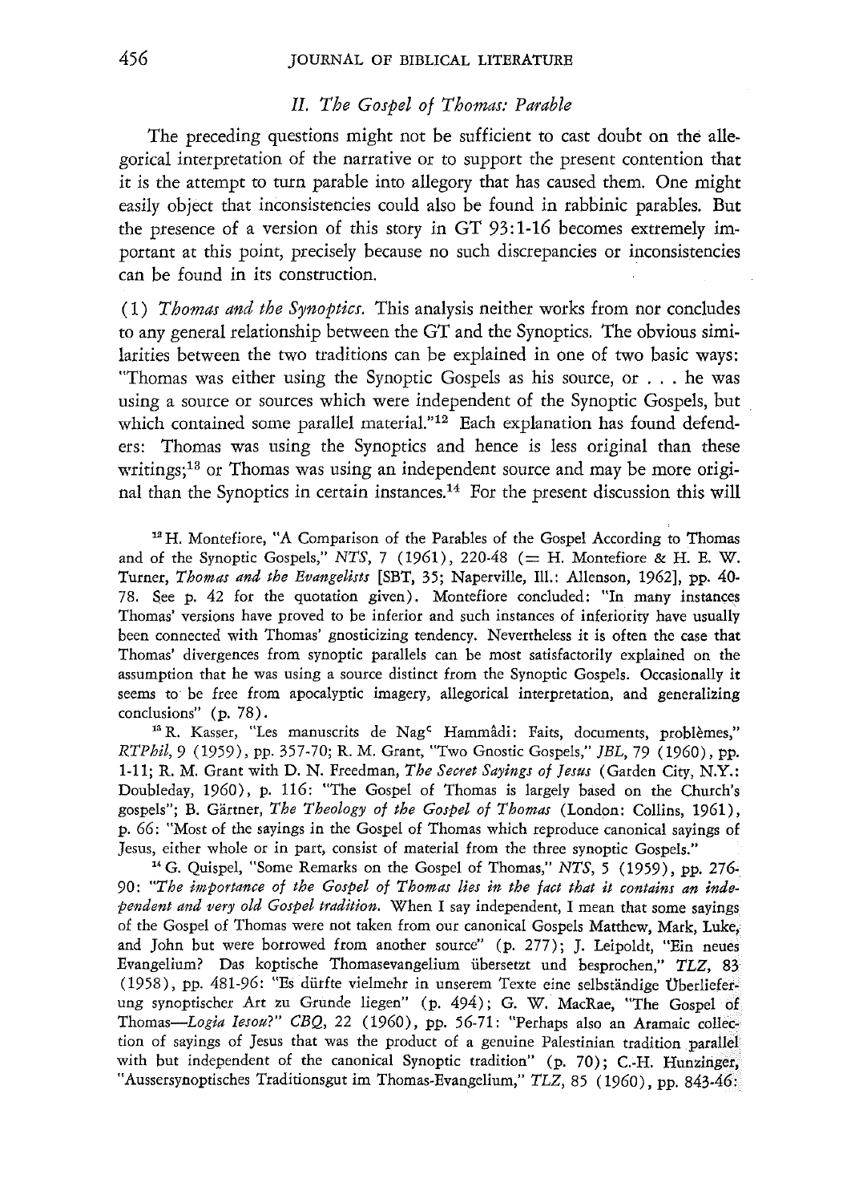## *II. The Gospel of Thomas: Parable*

The preceding questions might not be sufficient to cast doubt on the allegorical interpretation of the narrative or to support the present contention that it is the attempt to turn parable into allegory that has caused them. One might easily object that inconsistencies could also be found in rabbinic parables. But the presence of a version of this story in GT 93:1-16 becomes extremely important at this point, precisely because no such discrepancies or inconsistencies can be found in its construction.

(1) *Thomas and the Synoptics.* This analysis neither works from nor concludes to any general relationship between the GT and the Synoptics. The obvious similarities between the two traditions can be explained in one of two basic ways: "Thomas was either using the Synoptic Gospels as his source, or . . . he was using a source or sources which were independent of the Synoptic Gospels, but which contained some parallel material."[12] Each explanation has found defenders: Thomas was using the Synoptics and hence is less original than these writings;[13] or Thomas was using an independent source and may be more original than the Synoptics in certain instances.[14] For the present discussion this will

[12] H. Montefiore, "A Comparison of the Parables of the Gospel According to Thomas and of the Synoptic Gospels," *NTS*, 7 (1961), 220-48 (= H. Montefiore & H. E. W. Turner, *Thomas and the Evangelists* [SBT, 35; Naperville, Ill.: Allenson, 1962], pp. 40-78. See p. 42 for the quotation given). Montefiore concluded: "In many instances Thomas' versions have proved to be inferior and such instances of inferiority have usually been connected with Thomas' gnosticizing tendency. Nevertheless it is often the case that Thomas' divergences from synoptic parallels can be most satisfactorily explained on the assumption that he was using a source distinct from the Synoptic Gospels. Occasionally it seems to be free from apocalyptic imagery, allegorical interpretation, and generalizing conclusions" (p. 78).

[13] R. Kasser, "Les manuscrits de Nag^c Hammâdi: Faits, documents, problèmes," *RTPhil*, 9 (1959), pp. 357-70; R. M. Grant, "Two Gnostic Gospels," *JBL*, 79 (1960), pp. 1-11; R. M. Grant with D. N. Freedman, *The Secret Sayings of Jesus* (Garden City, N.Y.: Doubleday, 1960), p. 116: "The Gospel of Thomas is largely based on the Church's gospels"; B. Gärtner, *The Theology of the Gospel of Thomas* (London: Collins, 1961), p. 66: "Most of the sayings in the Gospel of Thomas which reproduce canonical sayings of Jesus, either whole or in part, consist of material from the three synoptic Gospels."

[14] G. Quispel, "Some Remarks on the Gospel of Thomas," *NTS*, 5 (1959), pp. 276-90: "*The importance of the Gospel of Thomas lies in the fact that it contains an independent and very old Gospel tradition.* When I say independent, I mean that some sayings of the Gospel of Thomas were not taken from our canonical Gospels Matthew, Mark, Luke, and John but were borrowed from another source" (p. 277); J. Leipoldt, "Ein neues Evangelium? Das koptische Thomasevangelium übersetzt und besprochen," *TLZ*, 83 (1958), pp. 481-96: "Es dürfte vielmehr in unserem Texte eine selbständige Überlieferung synoptischer Art zu Grunde liegen" (p. 494); G. W. MacRae, "The Gospel of Thomas—*Logia Iesou?*" *CBQ*, 22 (1960), pp. 56-71: "Perhaps also an Aramaic collection of sayings of Jesus that was the product of a genuine Palestinian tradition parallel with but independent of the canonical Synoptic tradition" (p. 70); C.-H. Hunzinger, "Aussersynoptisches Traditionsgut im Thomas-Evangelium," *TLZ*, 85 (1960), pp. 843-46: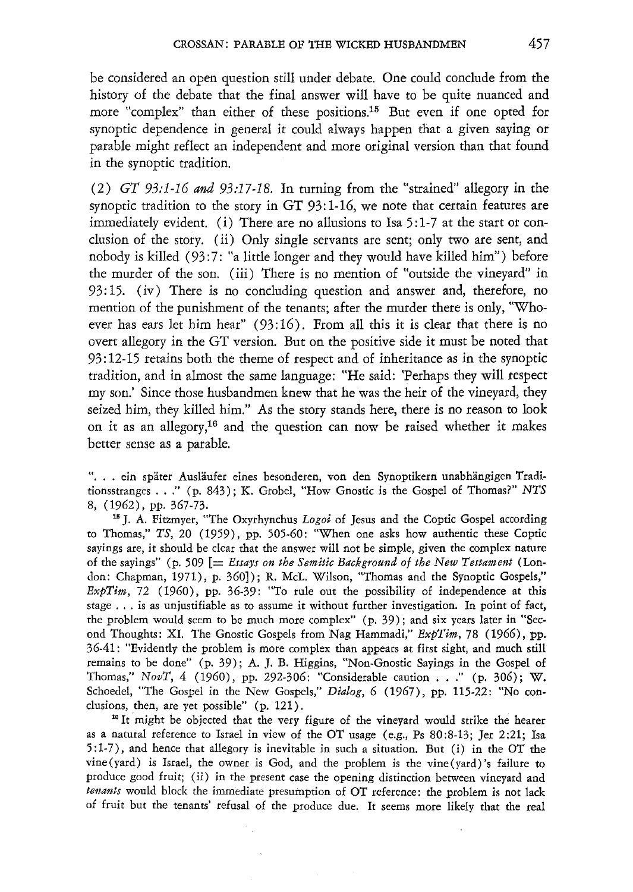be considered an open question still under debate. One could conclude from the history of the debate that the final answer will have to be quite nuanced and more "complex" than either of these positions.[15] But even if one opted for synoptic dependence in general it could always happen that a given saying or parable might reflect an independent and more original version than that found in the synoptic tradition.

(2) *GT 93:1-16 and 93:17-18.* In turning from the "strained" allegory in the synoptic tradition to the story in GT 93:1-16, we note that certain features are immediately evident. (i) There are no allusions to Isa 5:1-7 at the start or conclusion of the story. (ii) Only single servants are sent; only two are sent, and nobody is killed (93:7: "a little longer and they would have killed him") before the murder of the son. (iii) There is no mention of "outside the vineyard" in 93:15. (iv) There is no concluding question and answer and, therefore, no mention of the punishment of the tenants; after the murder there is only, "Whoever has ears let him hear" (93:16). From all this it is clear that there is no overt allegory in the GT version. But on the positive side it must be noted that 93:12-15 retains both the theme of respect and of inheritance as in the synoptic tradition, and in almost the same language: "He said: 'Perhaps they will respect my son.' Since those husbandmen knew that he was the heir of the vineyard, they seized him, they killed him." As the story stands here, there is no reason to look on it as an allegory,[16] and the question can now be raised whether it makes better sense as a parable.

". . . ein später Ausläufer eines besonderen, von den Synoptikern unabhängigen Traditionsstranges . . ." (p. 843); K. Grobel, "How Gnostic is the Gospel of Thomas?" *NTS* 8, (1962), pp. 367-73.

[15] J. A. Fitzmyer, "The Oxyrhynchus *Logoi* of Jesus and the Coptic Gospel according to Thomas," *TS*, 20 (1959), pp. 505-60: "When one asks how authentic these Coptic sayings are, it should be clear that the answer will not be simple, given the complex nature of the sayings" (p. 509 [= *Essays on the Semitic Background of the New Testament* (London: Chapman, 1971), p. 360]); R. McL. Wilson, "Thomas and the Synoptic Gospels," *ExpTim*, 72 (1960), pp. 36-39: "To rule out the possibility of independence at this stage . . . is as unjustifiable as to assume it without further investigation. In point of fact, the problem would seem to be much more complex" (p. 39); and six years later in "Second Thoughts: XI. The Gnostic Gospels from Nag Hammadi," *ExpTim*, 78 (1966), pp. 36-41: "Evidently the problem is more complex than appears at first sight, and much still remains to be done" (p. 39); A. J. B. Higgins, "Non-Gnostic Sayings in the Gospel of Thomas," *NovT*, 4 (1960), pp. 292-306: "Considerable caution . . ." (p. 306); W. Schoedel, "The Gospel in the New Gospels," *Dialog*, 6 (1967), pp. 115-22: "No conclusions, then, are yet possible" (p. 121).

[16] It might be objected that the very figure of the vineyard would strike the hearer as a natural reference to Israel in view of the OT usage (e.g., Ps 80:8-13; Jer 2:21; Isa 5:1-7), and hence that allegory is inevitable in such a situation. But (i) in the OT the vine(yard) is Israel, the owner is God, and the problem is the vine(yard)'s failure to produce good fruit; (ii) in the present case the opening distinction between vineyard and *tenants* would block the immediate presumption of OT reference: the problem is not lack of fruit but the tenants' refusal of the produce due. It seems more likely that the real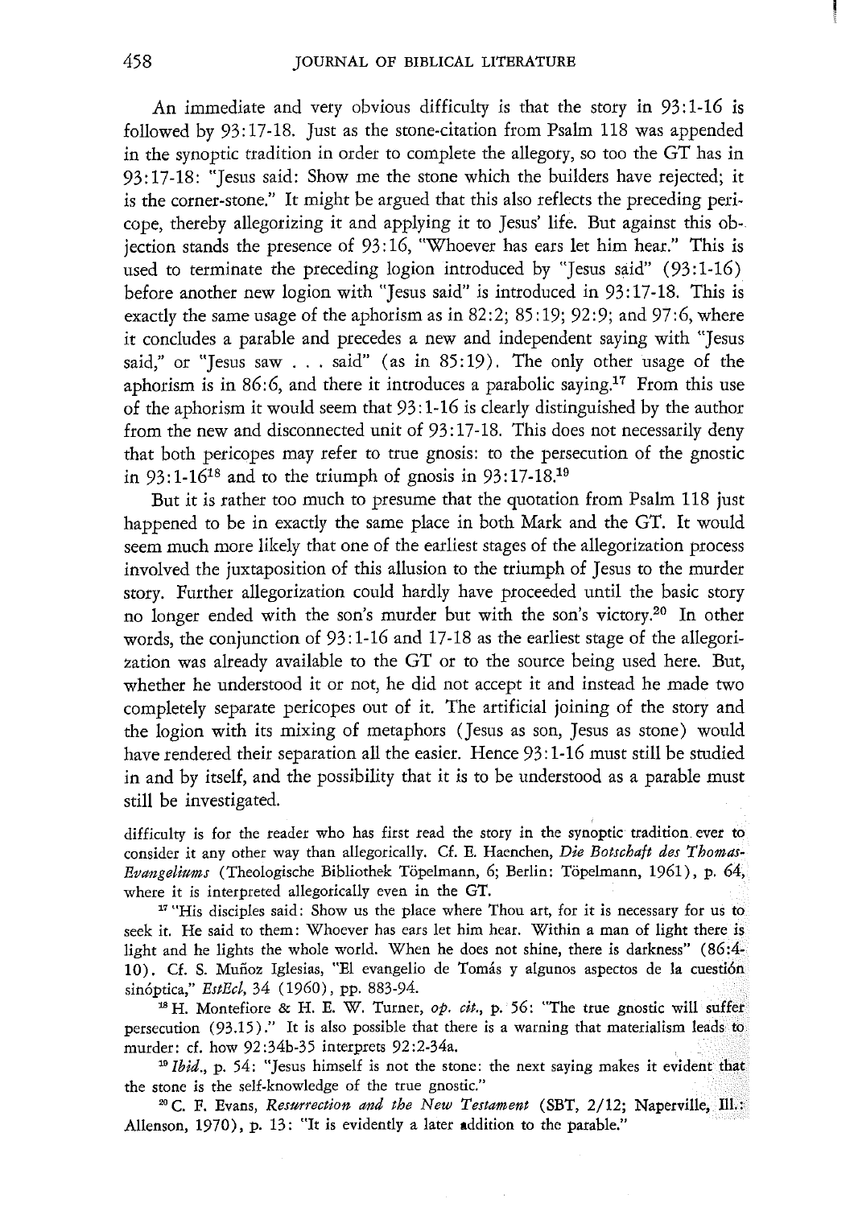An immediate and very obvious difficulty is that the story in 93:1-16 is followed by 93:17-18. Just as the stone-citation from Psalm 118 was appended in the synoptic tradition in order to complete the allegory, so too the GT has in 93:17-18: "Jesus said: Show me the stone which the builders have rejected; it is the corner-stone." It might be argued that this also reflects the preceding pericope, thereby allegorizing it and applying it to Jesus' life. But against this objection stands the presence of 93:16, "Whoever has ears let him hear." This is used to terminate the preceding logion introduced by "Jesus said" (93:1-16) before another new logion with "Jesus said" is introduced in 93:17-18. This is exactly the same usage of the aphorism as in 82:2; 85:19; 92:9; and 97:6, where it concludes a parable and precedes a new and independent saying with "Jesus said," or "Jesus saw . . . said" (as in 85:19). The only other usage of the aphorism is in 86:6, and there it introduces a parabolic saying.[17] From this use of the aphorism it would seem that 93:1-16 is clearly distinguished by the author from the new and disconnected unit of 93:17-18. This does not necessarily deny that both pericopes may refer to true gnosis: to the persecution of the gnostic in 93:1-16[18] and to the triumph of gnosis in 93:17-18.[19]

But it is rather too much to presume that the quotation from Psalm 118 just happened to be in exactly the same place in both Mark and the GT. It would seem much more likely that one of the earliest stages of the allegorization process involved the juxtaposition of this allusion to the triumph of Jesus to the murder story. Further allegorization could hardly have proceeded until the basic story no longer ended with the son's murder but with the son's victory.[20] In other words, the conjunction of 93:1-16 and 17-18 as the earliest stage of the allegorization was already available to the GT or to the source being used here. But, whether he understood it or not, he did not accept it and instead he made two completely separate pericopes out of it. The artificial joining of the story and the logion with its mixing of metaphors (Jesus as son, Jesus as stone) would have rendered their separation all the easier. Hence 93:1-16 must still be studied in and by itself, and the possibility that it is to be understood as a parable must still be investigated.

difficulty is for the reader who has first read the story in the synoptic tradition ever to consider it any other way than allegorically. Cf. E. Haenchen, *Die Botschaft des Thomas-Evangeliums* (Theologische Bibliothek Töpelmann, 6; Berlin: Töpelmann, 1961), p. 64, where it is interpreted allegorically even in the GT.

[17] "His disciples said: Show us the place where Thou art, for it is necessary for us to seek it. He said to them: Whoever has ears let him hear. Within a man of light there is light and he lights the whole world. When he does not shine, there is darkness" (86:4-10). Cf. S. Muñoz Iglesias, "El evangelio de Tomás y algunos aspectos de la cuestión sinóptica," *EstEcl*, 34 (1960), pp. 883-94.

[18] H. Montefiore & H. E. W. Turner, *op. cit.*, p. 56: "The true gnostic will suffer persecution (93.15)." It is also possible that there is a warning that materialism leads to murder: cf. how 92:34b-35 interprets 92:2-34a.

[19] *Ibid.*, p. 54: "Jesus himself is not the stone: the next saying makes it evident that the stone is the self-knowledge of the true gnostic."

[20] C. F. Evans, *Resurrection and the New Testament* (SBT, 2/12; Naperville, Ill.: Allenson, 1970), p. 13: "It is evidently a later addition to the parable."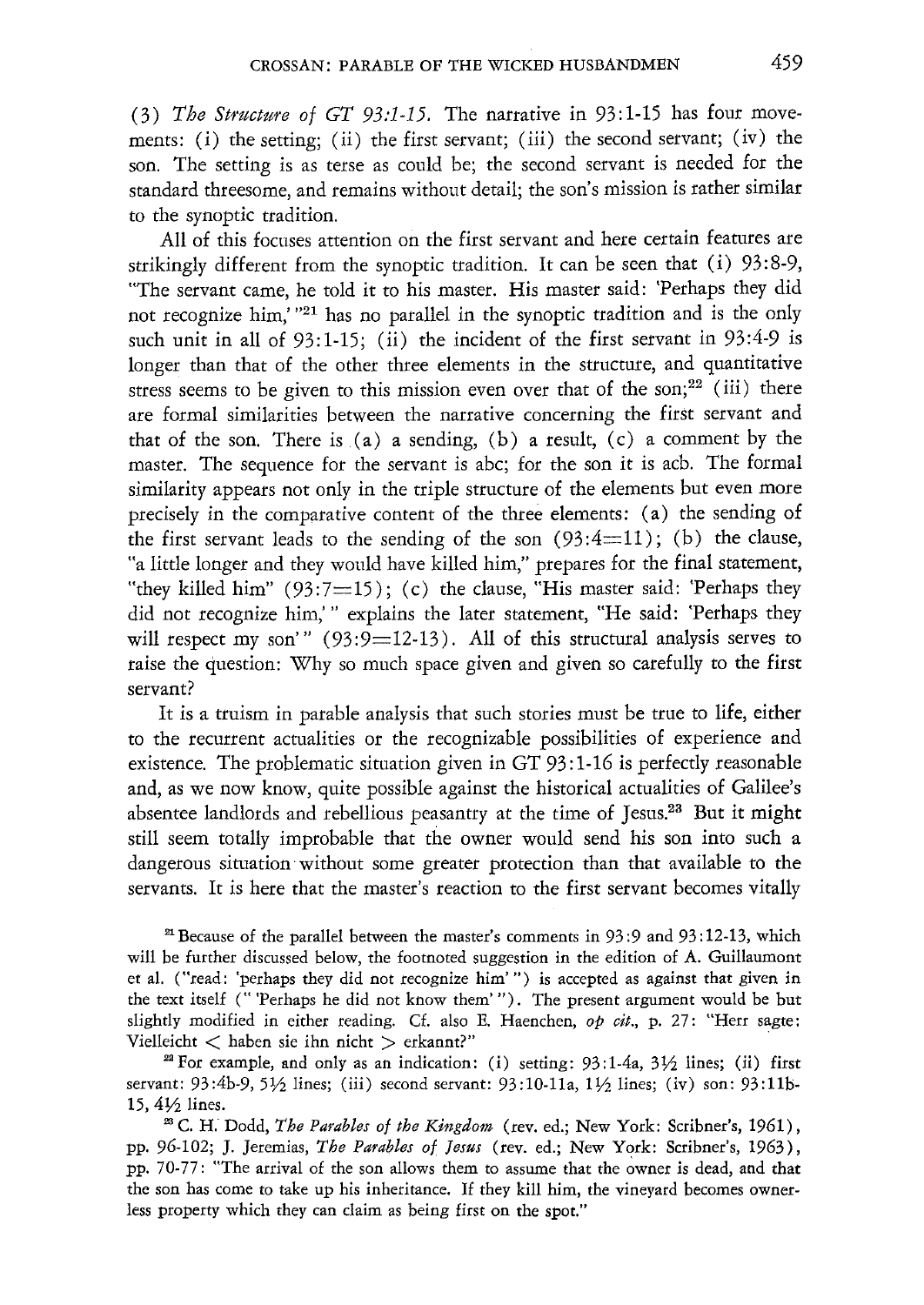(3) *The Structure of GT 93:1-15.* The narrative in 93:1-15 has four movements: (i) the setting; (ii) the first servant; (iii) the second servant; (iv) the son. The setting is as terse as could be; the second servant is needed for the standard threesome, and remains without detail; the son's mission is rather similar to the synoptic tradition.

All of this focuses attention on the first servant and here certain features are strikingly different from the synoptic tradition. It can be seen that (i) 93:8-9, "The servant came, he told it to his master. His master said: 'Perhaps they did not recognize him,'"[21] has no parallel in the synoptic tradition and is the only such unit in all of 93:1-15; (ii) the incident of the first servant in 93:4-9 is longer than that of the other three elements in the structure, and quantitative stress seems to be given to this mission even over that of the son;[22] (iii) there are formal similarities between the narrative concerning the first servant and that of the son. There is (a) a sending, (b) a result, (c) a comment by the master. The sequence for the servant is abc; for the son it is acb. The formal similarity appears not only in the triple structure of the elements but even more precisely in the comparative content of the three elements: (a) the sending of the first servant leads to the sending of the son (93:4=11); (b) the clause, "a little longer and they would have killed him," prepares for the final statement, "they killed him" (93:7=15); (c) the clause, "His master said: 'Perhaps they did not recognize him,'" explains the later statement, "He said: 'Perhaps they will respect my son'" (93:9=12-13). All of this structural analysis serves to raise the question: Why so much space given and given so carefully to the first servant?

It is a truism in parable analysis that such stories must be true to life, either to the recurrent actualities or the recognizable possibilities of experience and existence. The problematic situation given in GT 93:1-16 is perfectly reasonable and, as we now know, quite possible against the historical actualities of Galilee's absentee landlords and rebellious peasantry at the time of Jesus.[23] But it might still seem totally improbable that the owner would send his son into such a dangerous situation without some greater protection than that available to the servants. It is here that the master's reaction to the first servant becomes vitally

[21] Because of the parallel between the master's comments in 93:9 and 93:12-13, which will be further discussed below, the footnoted suggestion in the edition of A. Guillaumont et al. ("read: 'perhaps they did not recognize him'") is accepted as against that given in the text itself ("'Perhaps he did not know them'"). The present argument would be but slightly modified in either reading. Cf. also E. Haenchen, *op cit.*, p. 27: "Herr sagte: Vielleicht < haben sie ihn nicht > erkannt?"

[22] For example, and only as an indication: (i) setting: 93:1-4a, 3½ lines; (ii) first servant: 93:4b-9, 5½ lines; (iii) second servant: 93:10-11a, 1½ lines; (iv) son: 93:11b-15, 4½ lines.

[23] C. H. Dodd, *The Parables of the Kingdom* (rev. ed.; New York: Scribner's, 1961), pp. 96-102; J. Jeremias, *The Parables of Jesus* (rev. ed.; New York: Scribner's, 1963), pp. 70-77: "The arrival of the son allows them to assume that the owner is dead, and that the son has come to take up his inheritance. If they kill him, the vineyard becomes ownerless property which they can claim as being first on the spot."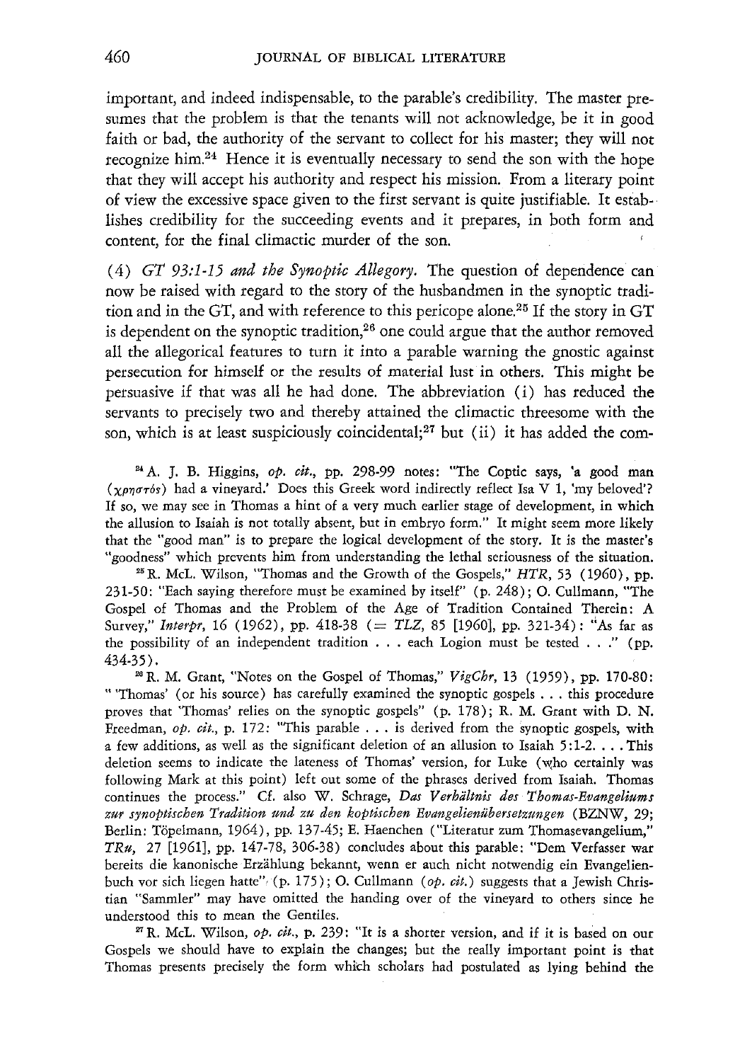important, and indeed indispensable, to the parable's credibility. The master presumes that the problem is that the tenants will not acknowledge, be it in good faith or bad, the authority of the servant to collect for his master; they will not recognize him.[24] Hence it is eventually necessary to send the son with the hope that they will accept his authority and respect his mission. From a literary point of view the excessive space given to the first servant is quite justifiable. It establishes credibility for the succeeding events and it prepares, in both form and content, for the final climactic murder of the son.

(4) *GT 93:1-15 and the Synoptic Allegory.* The question of dependence can now be raised with regard to the story of the husbandmen in the synoptic tradition and in the GT, and with reference to this pericope alone.[25] If the story in GT is dependent on the synoptic tradition,[26] one could argue that the author removed all the allegorical features to turn it into a parable warning the gnostic against persecution for himself or the results of material lust in others. This might be persuasive if that was all he had done. The abbreviation (i) has reduced the servants to precisely two and thereby attained the climactic threesome with the son, which is at least suspiciously coincidental;[27] but (ii) it has added the com-

[24] A. J. B. Higgins, *op. cit.*, pp. 298-99 notes: "The Coptic says, 'a good man (χρηστός) had a vineyard.' Does this Greek word indirectly reflect Isa V 1, 'my beloved'? If so, we may see in Thomas a hint of a very much earlier stage of development, in which the allusion to Isaiah is not totally absent, but in embryo form." It might seem more likely that the "good man" is to prepare the logical development of the story. It is the master's "goodness" which prevents him from understanding the lethal seriousness of the situation.

[25] R. McL. Wilson, "Thomas and the Growth of the Gospels," *HTR*, 53 (1960), pp. 231-50: "Each saying therefore must be examined by itself" (p. 248); O. Cullmann, "The Gospel of Thomas and the Problem of the Age of Tradition Contained Therein: A Survey," *Interpr*, 16 (1962), pp. 418-38 (= *TLZ*, 85 [1960], pp. 321-34): "As far as the possibility of an independent tradition . . . each Logion must be tested . . ." (pp. 434-35).

[26] R. M. Grant, "Notes on the Gospel of Thomas," *VigChr*, 13 (1959), pp. 170-80: " 'Thomas' (or his source) has carefully examined the synoptic gospels . . . this procedure proves that 'Thomas' relies on the synoptic gospels" (p. 178); R. M. Grant with D. N. Freedman, *op. cit.*, p. 172: "This parable . . . is derived from the synoptic gospels, with a few additions, as well as the significant deletion of an allusion to Isaiah 5:1-2. . . . This deletion seems to indicate the lateness of Thomas' version, for Luke (who certainly was following Mark at this point) left out some of the phrases derived from Isaiah. Thomas continues the process." Cf. also W. Schrage, *Das Verhältnis des Thomas-Evangeliums zur synoptischen Tradition und zu den koptischen Evangelienübersetzungen* (BZNW, 29; Berlin: Töpelmann, 1964), pp. 137-45; E. Haenchen ("Literatur zum Thomasevangelium," *TRu*, 27 [1961], pp. 147-78, 306-38) concludes about this parable: "Dem Verfasser war bereits die kanonische Erzählung bekannt, wenn er auch nicht notwendig ein Evangelienbuch vor sich liegen hatte" (p. 175); O. Cullmann (*op. cit.*) suggests that a Jewish Christian "Sammler" may have omitted the handing over of the vineyard to others since he understood this to mean the Gentiles.

[27] R. McL. Wilson, *op. cit.*, p. 239: "It is a shorter version, and if it is based on our Gospels we should have to explain the changes; but the really important point is that Thomas presents precisely the form which scholars had postulated as lying behind the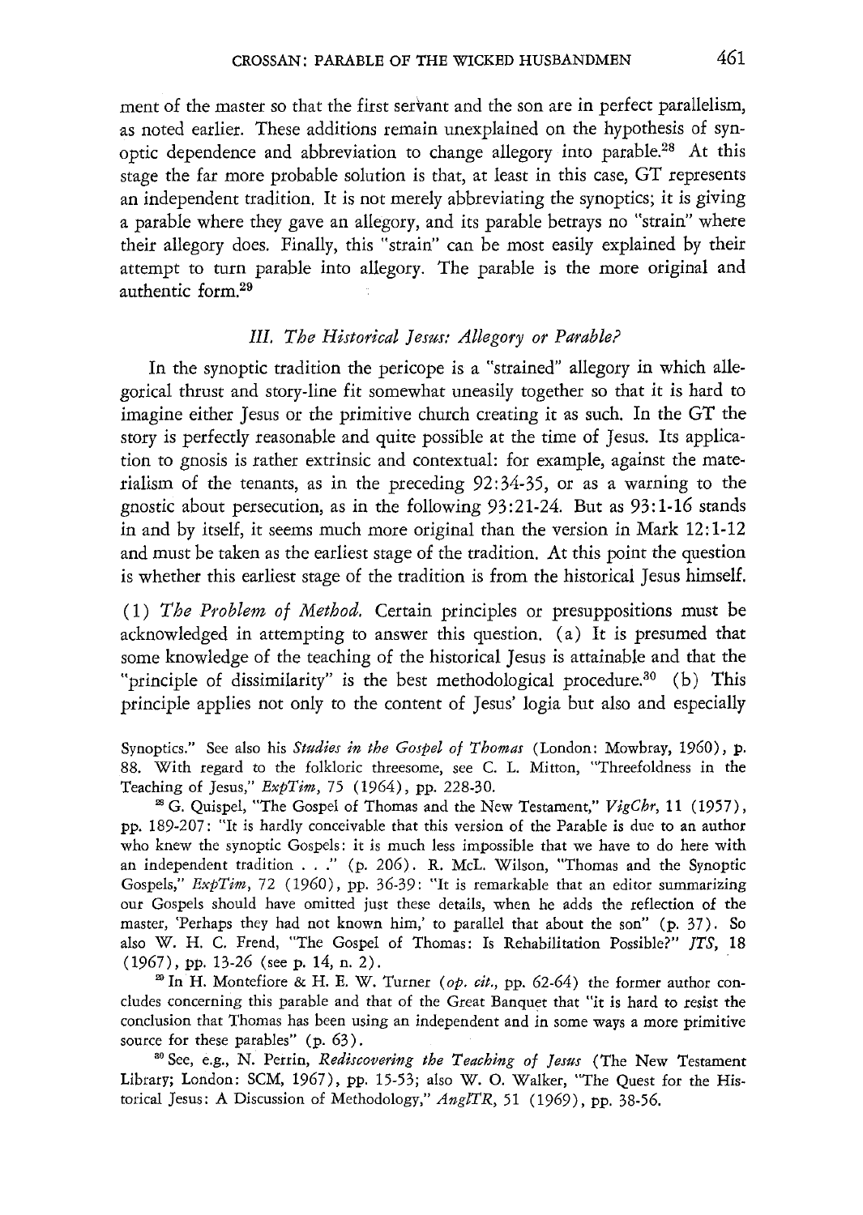ment of the master so that the first servant and the son are in perfect parallelism, as noted earlier. These additions remain unexplained on the hypothesis of synoptic dependence and abbreviation to change allegory into parable.[28] At this stage the far more probable solution is that, at least in this case, GT represents an independent tradition. It is not merely abbreviating the synoptics; it is giving a parable where they gave an allegory, and its parable betrays no "strain" where their allegory does. Finally, this "strain" can be most easily explained by their attempt to turn parable into allegory. The parable is the more original and authentic form.[29]

### *III. The Historical Jesus: Allegory or Parable?*

In the synoptic tradition the pericope is a "strained" allegory in which allegorical thrust and story-line fit somewhat uneasily together so that it is hard to imagine either Jesus or the primitive church creating it as such. In the GT the story is perfectly reasonable and quite possible at the time of Jesus. Its application to gnosis is rather extrinsic and contextual: for example, against the materialism of the tenants, as in the preceding 92:34-35, or as a warning to the gnostic about persecution, as in the following 93:21-24. But as 93:1-16 stands in and by itself, it seems much more original than the version in Mark 12:1-12 and must be taken as the earliest stage of the tradition. At this point the question is whether this earliest stage of the tradition is from the historical Jesus himself.

(1) *The Problem of Method.* Certain principles or presuppositions must be acknowledged in attempting to answer this question. (a) It is presumed that some knowledge of the teaching of the historical Jesus is attainable and that the "principle of dissimilarity" is the best methodological procedure.[30] (b) This principle applies not only to the content of Jesus' logia but also and especially

---

Synoptics." See also his *Studies in the Gospel of Thomas* (London: Mowbray, 1960), p. 88. With regard to the folkloric threesome, see C. L. Mitton, "Threefoldness in the Teaching of Jesus," *ExpTim*, 75 (1964), pp. 228-30.

[28] G. Quispel, "The Gospel of Thomas and the New Testament," *VigChr*, 11 (1957), pp. 189-207: "It is hardly conceivable that this version of the Parable is due to an author who knew the synoptic Gospels: it is much less impossible that we have to do here with an independent tradition . . ." (p. 206). R. McL. Wilson, "Thomas and the Synoptic Gospels," *ExpTim*, 72 (1960), pp. 36-39: "It is remarkable that an editor summarizing our Gospels should have omitted just these details, when he adds the reflection of the master, 'Perhaps they had not known him,' to parallel that about the son" (p. 37). So also W. H. C. Frend, "The Gospel of Thomas: Is Rehabilitation Possible?" *JTS*, 18 (1967), pp. 13-26 (see p. 14, n. 2).

[29] In H. Montefiore & H. E. W. Turner (*op. cit.*, pp. 62-64) the former author concludes concerning this parable and that of the Great Banquet that "it is hard to resist the conclusion that Thomas has been using an independent and in some ways a more primitive source for these parables" (p. 63).

[30] See, e.g., N. Perrin, *Rediscovering the Teaching of Jesus* (The New Testament Library; London: SCM, 1967), pp. 15-53; also W. O. Walker, "The Quest for the Historical Jesus: A Discussion of Methodology," *AnglTR*, 51 (1969), pp. 38-56.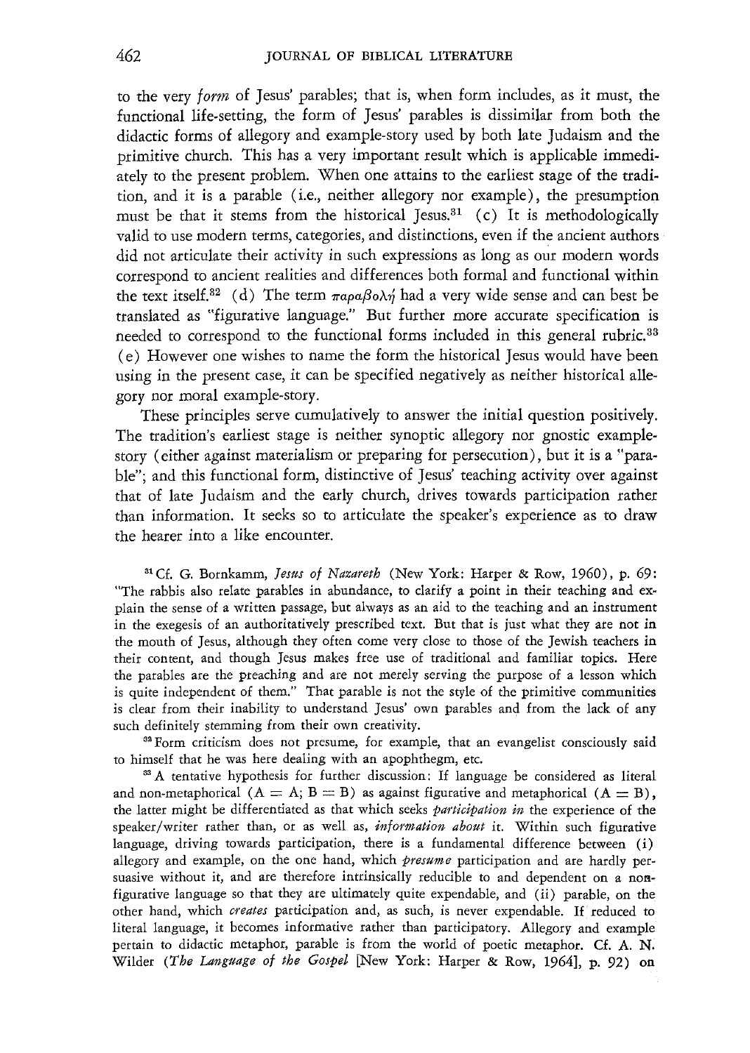to the very *form* of Jesus' parables; that is, when form includes, as it must, the functional life-setting, the form of Jesus' parables is dissimilar from both the didactic forms of allegory and example-story used by both late Judaism and the primitive church. This has a very important result which is applicable immediately to the present problem. When one attains to the earliest stage of the tradition, and it is a parable (i.e., neither allegory nor example), the presumption must be that it stems from the historical Jesus.[31] (c) It is methodologically valid to use modern terms, categories, and distinctions, even if the ancient authors did not articulate their activity in such expressions as long as our modern words correspond to ancient realities and differences both formal and functional within the text itself.[32] (d) The term παραβολή had a very wide sense and can best be translated as "figurative language." But further more accurate specification is needed to correspond to the functional forms included in this general rubric.[33] (e) However one wishes to name the form the historical Jesus would have been using in the present case, it can be specified negatively as neither historical allegory nor moral example-story.

These principles serve cumulatively to answer the initial question positively. The tradition's earliest stage is neither synoptic allegory nor gnostic example-story (either against materialism or preparing for persecution), but it is a "parable"; and this functional form, distinctive of Jesus' teaching activity over against that of late Judaism and the early church, drives towards participation rather than information. It seeks so to articulate the speaker's experience as to draw the hearer into a like encounter.

[31] Cf. G. Bornkamm, *Jesus of Nazareth* (New York: Harper & Row, 1960), p. 69: "The rabbis also relate parables in abundance, to clarify a point in their teaching and explain the sense of a written passage, but always as an aid to the teaching and an instrument in the exegesis of an authoritatively prescribed text. But that is just what they are not in the mouth of Jesus, although they often come very close to those of the Jewish teachers in their content, and though Jesus makes free use of traditional and familiar topics. Here the parables are the preaching and are not merely serving the purpose of a lesson which is quite independent of them." That parable is not the style of the primitive communities is clear from their inability to understand Jesus' own parables and from the lack of any such definitely stemming from their own creativity.

[32] Form criticism does not presume, for example, that an evangelist consciously said to himself that he was here dealing with an apophthegm, etc.

[33] A tentative hypothesis for further discussion: If language be considered as literal and non-metaphorical ($A = A$; $B = B$) as against figurative and metaphorical ($A = B$), the latter might be differentiated as that which seeks *participation in* the experience of the speaker/writer rather than, or as well as, *information about* it. Within such figurative language, driving towards participation, there is a fundamental difference between (i) allegory and example, on the one hand, which *presume* participation and are hardly persuasive without it, and are therefore intrinsically reducible to and dependent on a non-figurative language so that they are ultimately quite expendable, and (ii) parable, on the other hand, which *creates* participation and, as such, is never expendable. If reduced to literal language, it becomes informative rather than participatory. Allegory and example pertain to didactic metaphor, parable is from the world of poetic metaphor. Cf. A. N. Wilder (*The Language of the Gospel* [New York: Harper & Row, 1964], p. 92) on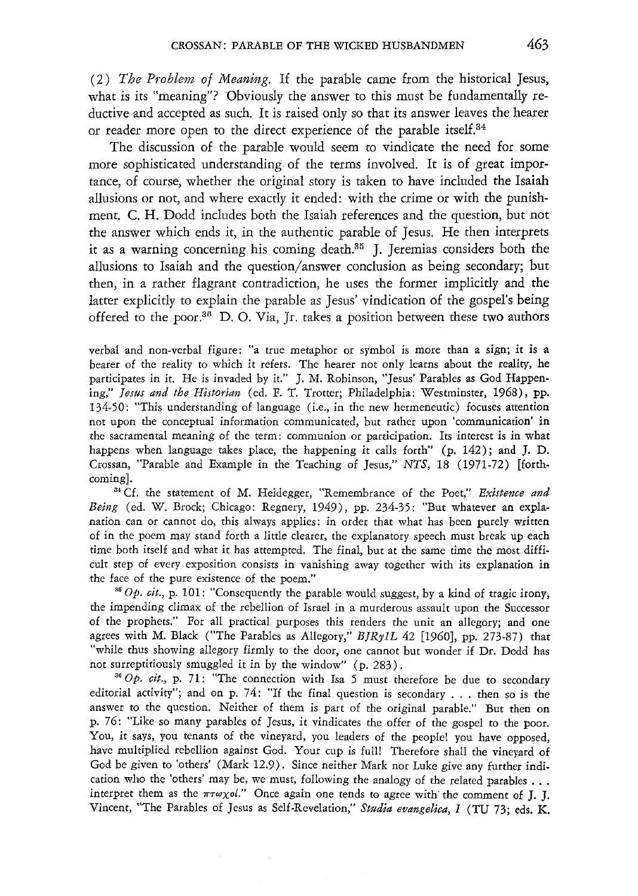(2) *The Problem of Meaning.* If the parable came from the historical Jesus, what is its "meaning"? Obviously the answer to this must be fundamentally reductive and accepted as such. It is raised only so that its answer leaves the hearer or reader more open to the direct experience of the parable itself.[34]

The discussion of the parable would seem to vindicate the need for some more sophisticated understanding of the terms involved. It is of great importance, of course, whether the original story is taken to have included the Isaiah allusions or not, and where exactly it ended: with the crime or with the punishment. C. H. Dodd includes both the Isaiah references and the question, but not the answer which ends it, in the authentic parable of Jesus. He then interprets it as a warning concerning his coming death.[35] J. Jeremias considers both the allusions to Isaiah and the question/answer conclusion as being secondary; but then, in a rather flagrant contradiction, he uses the former implicitly and the latter explicitly to explain the parable as Jesus' vindication of the gospel's being offered to the poor.[36] D. O. Via, Jr. takes a position between these two authors

verbal and non-verbal figure: "a true metaphor or symbol is more than a sign; it is a bearer of the reality to which it refers. The hearer not only learns about the reality, he participates in it. He is invaded by it." J. M. Robinson, "Jesus' Parables as God Happening," *Jesus and the Historian* (ed. F. T. Trotter; Philadelphia: Westminster, 1968), pp. 134-50: "This understanding of language (i.e., in the new hermeneutic) focuses attention not upon the conceptual information communicated, but rather upon 'communication' in the sacramental meaning of the term: communion or participation. Its interest is in what happens when language takes place, the happening it calls forth" (p. 142); and J. D. Crossan, "Parable and Example in the Teaching of Jesus," *NTS*, 18 (1971-72) [forthcoming].

[34] Cf. the statement of M. Heidegger, "Remembrance of the Poet," *Existence and Being* (ed. W. Brock; Chicago: Regnery, 1949), pp. 234-35: "But whatever an explanation can or cannot do, this always applies: in order that what has been purely written of in the poem may stand forth a little clearer, the explanatory speech must break up each time both itself and what it has attempted. The final, but at the same time the most difficult step of every exposition consists in vanishing away together with its explanation in the face of the pure existence of the poem."

[35] *Op. cit.*, p. 101: "Consequently the parable would suggest, by a kind of tragic irony, the impending climax of the rebellion of Israel in a murderous assault upon the Successor of the prophets." For all practical purposes this renders the unit an allegory; and one agrees with M. Black ("The Parables as Allegory," *BJRylL* 42 [1960], pp. 273-87) that "while thus showing allegory firmly to the door, one cannot but wonder if Dr. Dodd has not surreptitiously smuggled it in by the window" (p. 283).

[36] *Op. cit.*, p. 71: "The connection with Isa 5 must therefore be due to secondary editorial activity"; and on p. 74: "If the final question is secondary . . . then so is the answer to the question. Neither of them is part of the original parable." But then on p. 76: "Like so many parables of Jesus, it vindicates the offer of the gospel to the poor. You, it says, you tenants of the vineyard, you leaders of the people! you have opposed, have multiplied rebellion against God. Your cup is full! Therefore shall the vineyard of God be given to 'others' (Mark 12.9). Since neither Mark nor Luke give any further indication who the 'others' may be, we must, following the analogy of the related parables . . . interpret them as the πτωχοί." Once again one tends to agree with the comment of J. J. Vincent, "The Parables of Jesus as Self-Revelation," *Studia evangelica, I* (TU 73; eds. K.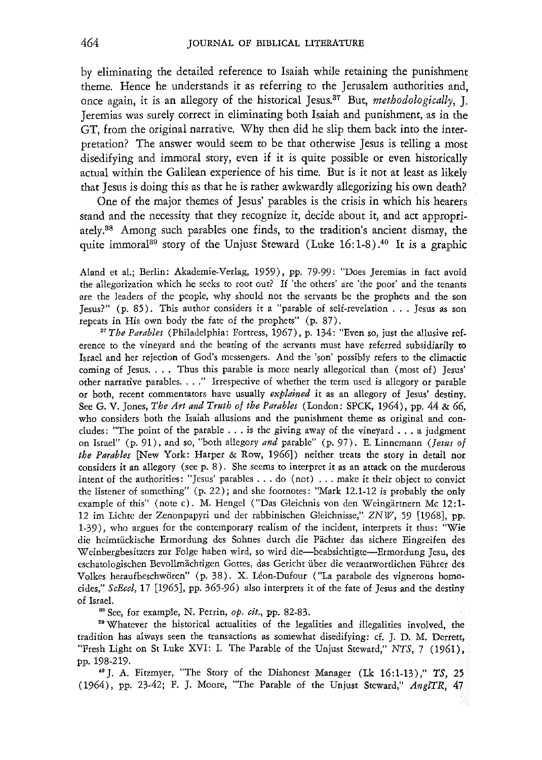by eliminating the detailed reference to Isaiah while retaining the punishment theme. Hence he understands it as referring to the Jerusalem authorities and, once again, it is an allegory of the historical Jesus.[37] But, *methodologically*, J. Jeremias was surely correct in eliminating both Isaiah and punishment, as in the GT, from the original narrative. Why then did he slip them back into the interpretation? The answer would seem to be that otherwise Jesus is telling a most disedifying and immoral story, even if it is quite possible or even historically actual within the Galilean experience of his time. But is it not at least as likely that Jesus is doing this as that he is rather awkwardly allegorizing his own death?

One of the major themes of Jesus' parables is the crisis in which his hearers stand and the necessity that they recognize it, decide about it, and act appropriately.[38] Among such parables one finds, to the tradition's ancient dismay, the quite immoral[39] story of the Unjust Steward (Luke 16:1-8).[40] It is a graphic

Aland et al.; Berlin: Akademie-Verlag, 1959), pp. 79-99: "Does Jeremias in fact avoid the allegorization which he seeks to root out? If 'the others' are 'the poor' and the tenants are the leaders of the people, why should not the servants be the prophets and the son Jesus?" (p. 85). This author considers it a "parable of self-revelation . . . Jesus as son repeats in His own body the fate of the prophets" (p. 87).

[37] *The Parables* (Philadelphia: Fortress, 1967), p. 134: "Even so, just the allusive reference to the vineyard and the beating of the servants must have referred subsidiarily to Israel and her rejection of God's messengers. And the 'son' possibly refers to the climactic coming of Jesus. . . . Thus this parable is more nearly allegorical than (most of) Jesus' other narrative parables. . . ." Irrespective of whether the term used is allegory or parable or both, recent commentators have usually *explained* it as an allegory of Jesus' destiny. See G. V. Jones, *The Art and Truth of the Parables* (London: SPCK, 1964), pp. 44 & 66, who considers both the Isaiah allusions and the punishment theme as original and concludes: "The point of the parable . . . is the giving away of the vineyard . . . a judgment on Israel" (p. 91), and so, "both allegory *and* parable" (p. 97). E. Linnemann (*Jesus of the Parables* [New York: Harper & Row, 1966]) neither treats the story in detail nor considers it an allegory (see p. 8). She seems to interpret it as an attack on the murderous intent of the authorities: "Jesus' parables . . . do (not) . . . make it their object to convict the listener of something" (p. 22); and she footnotes: "Mark 12.1-12 is probably the only example of this" (note c). M. Hengel ("Das Gleichnis von den Weingärtnern Mc 12:1-12 im Lichte der Zenonpapyri und der rabbinischen Gleichnisse," *ZNW*, 59 [1968], pp. 1-39), who argues for the contemporary realism of the incident, interprets it thus: "Wie die heimtückische Ermordung des Sohnes durch die Pächter das sichere Eingreifen des Weinbergbesitzers zur Folge haben wird, so wird die—beabsichtigte—Ermordung Jesu, des eschatologischen Bevollmächtigen Gottes, das Gericht über die verantwortlichen Führer des Volkes heraufbeschwören" (p. 38). X. Léon-Dufour ("La parabole des vignerons homocides," *ScEccl*, 17 [1965], pp. 365-96) also interprets it of the fate of Jesus and the destiny of Israel.

[38] See, for example, N. Perrin, *op. cit.*, pp. 82-83.

[39] Whatever the historical actualities of the legalities and illegalities involved, the tradition has always seen the transactions as somewhat disedifying: cf. J. D. M. Derrett, "Fresh Light on St Luke XVI: I. The Parable of the Unjust Steward," *NTS*, 7 (1961), pp. 198-219.

[40] J. A. Fitzmyer, "The Story of the Dishonest Manager (Lk 16:1-13)," *TS*, 25 (1964), pp. 23-42; F. J. Moore, "The Parable of the Unjust Steward," *AnglTR*, 47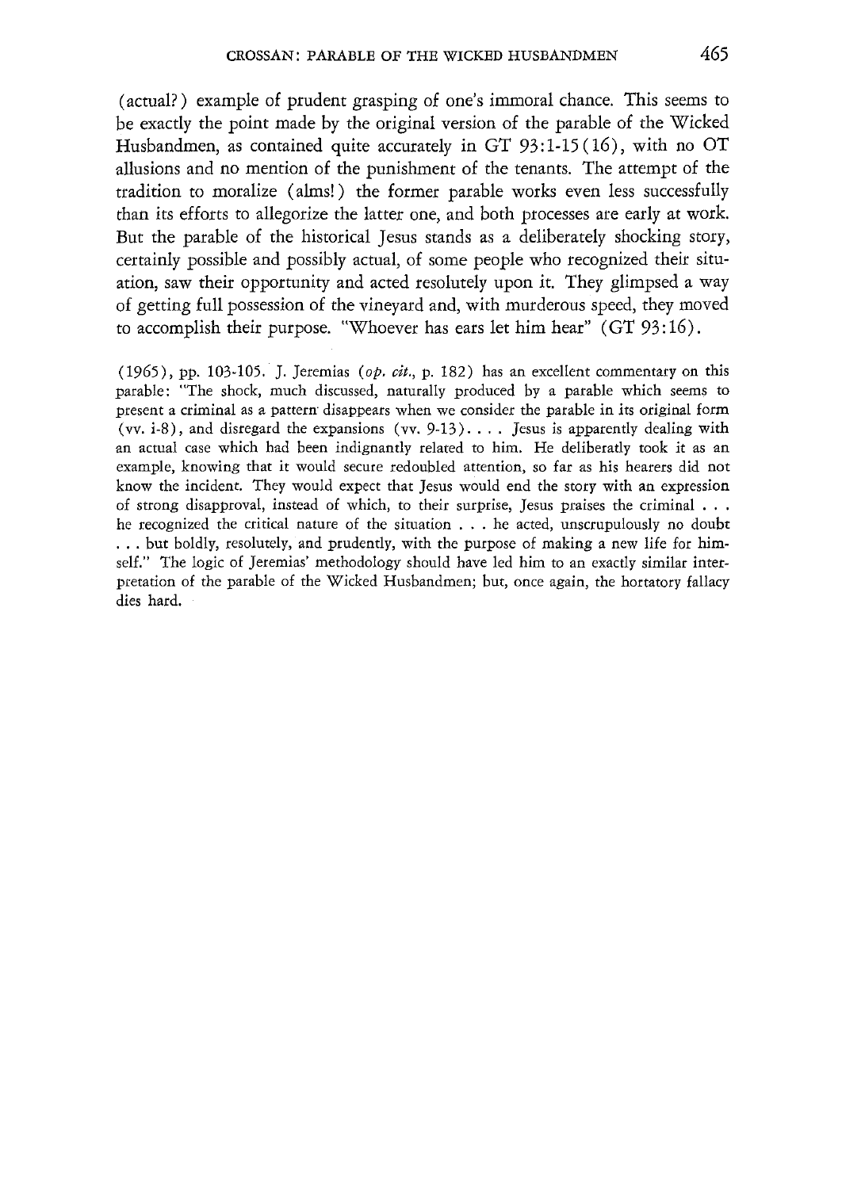(actual?) example of prudent grasping of one's immoral chance. This seems to be exactly the point made by the original version of the parable of the Wicked Husbandmen, as contained quite accurately in GT 93:1-15(16), with no OT allusions and no mention of the punishment of the tenants. The attempt of the tradition to moralize (alms!) the former parable works even less successfully than its efforts to allegorize the latter one, and both processes are early at work. But the parable of the historical Jesus stands as a deliberately shocking story, certainly possible and possibly actual, of some people who recognized their situation, saw their opportunity and acted resolutely upon it. They glimpsed a way of getting full possession of the vineyard and, with murderous speed, they moved to accomplish their purpose. "Whoever has ears let him hear" (GT 93:16).

(1965), pp. 103-105. J. Jeremias (*op. cit.*, p. 182) has an excellent commentary on this parable: "The shock, much discussed, naturally produced by a parable which seems to present a criminal as a pattern disappears when we consider the parable in its original form (vv. 1-8), and disregard the expansions (vv. 9-13). . . . Jesus is apparently dealing with an actual case which had been indignantly related to him. He deliberatly took it as an example, knowing that it would secure redoubled attention, so far as his hearers did not know the incident. They would expect that Jesus would end the story with an expression of strong disapproval, instead of which, to their surprise, Jesus praises the criminal . . . he recognized the critical nature of the situation . . . he acted, unscrupulously no doubt . . . but boldly, resolutely, and prudently, with the purpose of making a new life for himself." The logic of Jeremias' methodology should have led him to an exactly similar interpretation of the parable of the Wicked Husbandmen; but, once again, the hortatory fallacy dies hard.